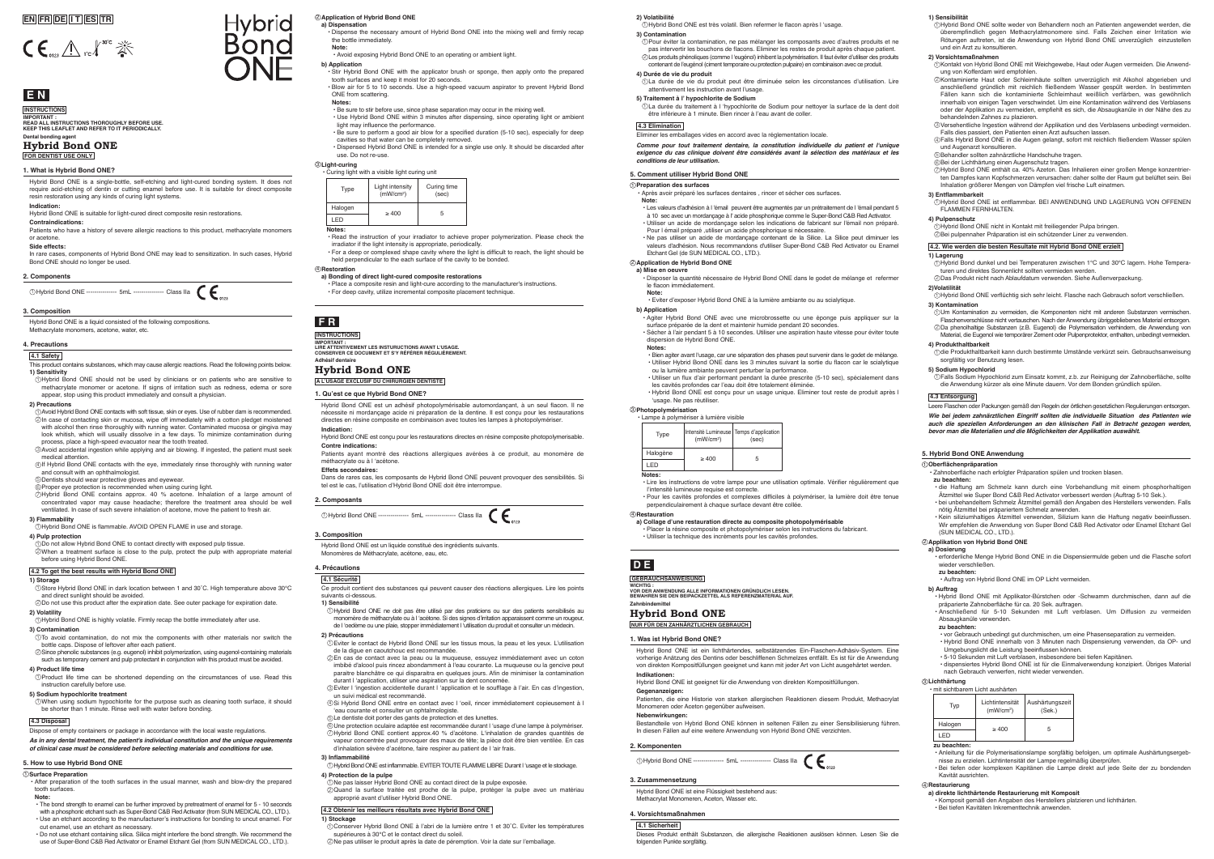EN FR DE IT ES TR

Hybrid Bond ONE

# EN

**INSTRUCTIONS**

**IMPORTANT :**
**READ ALL INSTRUCTIONS THOROUGHLY BEFORE USE.**
**KEEP THIS LEAFLET AND REFER TO IT PERIODICALLY.**

**Dental bonding agent**

## Hybrid Bond ONE

**FOR DENTIST USE ONLY**

### 1. What is Hybrid Bond ONE?

Hybrid Bond ONE is a single-bottle, self-etching and light-cured bonding system. It does not require acid-etching of dentin or cutting enamel before use. It is suitable for direct composite resin restoration using any kinds of curing light systems.

**Indication:**

Hybrid Bond ONE is suitable for light-cured direct composite resin restorations.

**Contraindications:**

Patients who have a history of severe allergic reactions to this product, methacrylate monomers or acetone.

**Side effects:**

In rare cases, components of Hybrid Bond ONE may lead to sensitization. In such cases, Hybrid Bond ONE should no longer be used.

### 2. Components

① Hybrid Bond ONE --------------- 5mL --------------- Class IIa CE 0123

### 3. Composition

Hybrid Bond ONE is a liquid consisted of the following compositions.
Methacrylate monomers, acetone, water, etc.

### 4. Precautions

**4.1 Safety**

This product contains substances, which may cause allergic reactions. Read the following points below.

**1) Sensitivity**

① Hybrid Bond ONE should not be used by clinicians or on patients who are sensitive to methacrylate monomer or acetone. If signs of irritation such as redness, edema or sore appear, stop using this product immediately and consult a physician.

**2) Precautions**

① Avoid Hybrid Bond ONE contacts with soft tissue, skin or eyes. Use of rubber dam is recommended.
② In case of contacting skin or mucosa, wipe off immediately with a cotton pledget moistened with alcohol then rinse thoroughly with running water. Contaminated mucosa or gingiva may look whitish, which will usually dissolve in a few days. To minimize contamination during process, place a high-speed evacuator near the tooth treated.
③ Avoid accidental ingestion while applying and air blowing. If ingested, the patient must seek medical attention.
④ If Hybrid Bond ONE contacts with the eye, immediately rinse thoroughly with running water and consult with an ophthalmologist.
⑤ Dentists should wear protective gloves and eyewear.
⑥ Proper eye protection is recommended when using curing light.
⑦ Hybrid Bond ONE contains approx. 40 % acetone. Inhalation of a large amount of concentrated vapor may cause headache; therefore the treatment area should be well ventilated. In case of such severe inhalation of acetone, move the patient to fresh air.

**3) Flammability**

① Hybrid Bond ONE is flammable. AVOID OPEN FLAME in use and storage.

**4) Pulp protection**

① Do not allow Hybrid Bond ONE to contact directly with exposed pulp tissue.
② When a treatment surface is close to the pulp, protect the pulp with appropriate material before using Hybrid Bond ONE.

**4.2 To get the best results with Hybrid Bond ONE**

**1) Storage**

① Store Hybrid Bond ONE in dark location between 1 and 30˚C. High temperature above 30ºC and direct sunlight should be avoided.
② Do not use this product after the expiration date. See outer package for expiration date.

**2) Volatility**

① Hybrid Bond ONE is highly volatile. Firmly recap the bottle immediately after use.

**3) Contamination**

① To avoid contamination, do not mix the components with other materials nor switch the bottle caps. Dispose of leftover after each patient.
② Since phenolic substances (e.g. eugenol) inhibit polymerization, using eugenol-containing materials such as temporary cement and pulp protectant in conjunction with this product must be avoided.

**4) Product life time**

① Product life time can be shortened depending on the circumstances of use. Read this instruction carefully before use.

**5) Sodium hypochlorite treatment**

① When using sodium hypochlorite for the purpose such as cleaning tooth surface, it should be shorter than 1 minute. Rinse well with water before bonding.

**4.3 Disposal**

Dispose of empty containers or package in accordance with the local waste regulations.

***As in any dental treatment, the patient's individual constitution and the unique requirements of clinical case must be considered before selecting materials and conditions for use.***

### 5. How to use Hybrid Bond ONE

**① Surface Preparation**

- After preparation of the tooth surfaces in the usual manner, wash and blow-dry the prepared tooth surfaces.

**Note:**

- The bond strength to enamel can be further improved by pretreatment of enamel for 5 - 10 seconds with a phosphoric etchant such as Super-Bond C&B Red Activator (from SUN MEDICAL CO., LTD.).
- Use an etchant according to the manufacturer's instructions for bonding to uncut enamel. For cut enamel, use an etchant as necessary.
- Do not use etchant containing silica. Silica might interfere the bond strength. We recommend the use of Super-Bond C&B Red Activator or Enamel Etchant Gel (from SUN MEDICAL CO., LTD.).

**② Application of Hybrid Bond ONE**

**a) Dispensation**

- Dispense the necessary amount of Hybrid Bond ONE into the mixing well and firmly recap the bottle immediately.

**Note:**

- Avoid exposing Hybrid Bond ONE to an operating or ambient light.

**b) Application**

- Stir Hybrid Bond ONE with the applicator brush or sponge, then apply onto the prepared tooth surfaces and keep it moist for 20 seconds.
- Blow air for 5 to 10 seconds. Use a high-speed vacuum aspirator to prevent Hybrid Bond ONE from scattering.

**Notes:**

- Be sure to stir before use, since phase separation may occur in the mixing well.
- Use Hybrid Bond ONE within 3 minutes after dispensing, since operating light or ambient light may influence the performance.
- Be sure to perform a good air blow for a specified duration (5-10 sec), especially for deep cavities so that water can be completely removed.
- Dispensed Hybrid Bond ONE is intended for a single use only. It should be discarded after use. Do not re-use.

**③ Light-curing**

- Curing light with a visible light curing unit

| Type | Light intensity (mW/cm²) | Curing time (sec) |
|---|---|---|
| Halogen | ≥ 400 | 5 |
| LED | | |

**Notes:**

- Read the instruction of your irradiator to achieve proper polymerization. Please check the irradiator if the light intensity is appropriate, periodically.
- For a deep or complexed shape cavity where the light is difficult to reach, the light should be held perpendicular to the each surface of the cavity to be bonded.

**④ Restoration**

**a) Bonding of direct light-cured composite restorations**

- Place a composite resin and light-cure according to the manufacturer's instructions.
- For deep cavity, utilize incremental composite placement technique.

# FR

**INSTRUCTIONS**

**IMPORTANT :**
**LIRE ATTENTIVEMENT LES INSTRUCTIONS AVANT L'USAGE.**
**CONSERVER CE DOCUMENT ET S'Y RÉFÉRER RÉGULIÈREMENT.**

**Adhésif dentaire**

## Hybrid Bond ONE

**A L'USAGE EXCLUSIF DU CHIRURGIEN DENTISTE**

### 1. Qu'est ce que Hybrid Bond ONE?

Hybrid Bond ONE est un adhésif photopolymérisable automordançant, à un seul flacon. Il ne nécessite ni mordançage acide ni préparation de la dentine. Il convient aux restaurations directes en résine composite en combinaison avec toutes les lampes à photopolymériser.

**Indication:**

Hybrid Bond ONE est conçu pour les restaurations directes en résine composite photopolymérisable.

**Contre indications:**

Patients ayant montré des réactions allergiques avérées à ce produit, au monomère de méthacrylate ou à l 'acétone.

**Effets secondaires:**

Dans de rares cas, les composants de Hybrid Bond ONE peuvent provoquer des sensibilités. Si tel est le cas, l'utilisation d'Hybrid Bond ONE doit être interrompue.

### 2. Composants

① Hybrid Bond ONE --------------- 5mL --------------- Class IIa CE 0123

### 3. Composition

Hybrid Bond ONE est un liquide constitué des ingrédients suivants.
Monomères de Méthacrylate, acétone, eau, etc.

### 4. Précautions

**4.1 Sécurité**

Ce produit contient des substances qui peuvent causer des réactions allergiques. Lire les points suivants ci-dessous.

**1) Sensibilité**

① Hybrid Bond ONE ne doit pas être utilisé par des praticiens ou sur des patients sensibilisés au monomère de méthacrylate ou à l 'acétone. Si des signes d'irritation apparaissent comme un rougeur, de l 'oedème ou une plaie, stopper immédiatement l 'utilisation du produit et consulter un médecin.

**2) Précautions**

① Eviter le contact de Hybrid Bond ONE sur les tissus mous, la peau et les yeux. L'utilisation de la digue en caoutchouc est recommandée.
② En cas de contact avec la peau ou la muqueuse, essuyez immédiatement avec un coton imbibé d'alcool puis rincez abondamment à l'eau courante. La muqueuse ou la gencive peut paraître blanchâtre ce qui disparaîtra en quelques jours. Afin de minimiser la contamination durant l 'application, utiliser une aspiration sur la dent concernée.
③ Éviter l 'ingestion accidentelle durant l 'application et le soufflage à l'air. En cas d'ingestion, un suivi médical est recommandé.
④ Si Hybrid Bond ONE entre en contact avec l 'oeil, rincer immédiatement copieusement à l 'eau courante et consulter un ophtalmologiste.
⑤ Le dentiste doit porter des gants de protection et des lunettes.
⑥ Une protection oculaire adaptée est recommandée durant l 'usage d'une lampe à polymériser.
⑦ Hybrid Bond ONE contient approx.40 % d'acétone. L'inhalation de grandes quantités de vapeur concentrée peut provoquer des maux de tête; la pièce doit être bien ventilée. En cas d'inhalation sévère d'acétone, faire respirer au patient de l 'air frais.

**3) Inflammabilité**

① Hybrid Bond ONE est inflammable. EVITER TOUTE FLAMME LIBRE Durant l 'usage et le stockage.

**4) Protection de la pulpe**

① Ne pas laisser Hybrid Bond ONE au contact direct de la pulpe exposée.
② Quand la surface traitée est proche de la pulpe, protéger la pulpe avec un matériau approprié avant d'utiliser Hybrid Bond ONE.

**4.2 Obtenir les meilleurs résultats avec Hybrid Bond ONE**

**1) Stockage**

① Conserver Hybrid Bond ONE à l'abri de la lumière entre 1 et 30˚C. Eviter les températures supérieures à 30ºC et le contact direct du soleil.
② Ne pas utiliser le produit après la date de péremption. Voir la date sur l'emballage.

**2) Volatilité**

① Hybrid Bond ONE est très volatil. Bien refermer le flacon après l 'usage.

**3) Contamination**

① Pour éviter la contamination, ne pas mélanger les composants avec d'autres produits et ne pas intervertir les bouchons de flacons. Eliminer les restes de produit après chaque patient.
② Les produits phénoliques (comme l 'eugénol) inhibent la polymérisation. Il faut éviter d'utiliser des produits contenant de l'eugénol (ciment temporaire ou protection pulpaire) en combinaison avec ce produit.

**4) Durée de vie du produit**

① La durée de vie du produit peut être diminuée selon les circonstances d'utilisation. Lire attentivement les instruction avant l'usage.

**5) Traitement à l' hypochlorite de Sodium**

① La durée du traitement à l 'hypochlorite de Sodium pour nettoyer la surface de la dent doit être inférieure à 1 minute. Bien rincer à l'eau avant de coller.

**4.3 Elimination**

Eliminer les emballages vides en accord avec la réglementation locale.

***Comme pour tout traitement dentaire, la constitution individuelle du patient et l'unique exigence du cas clinique doivent être considérés avant la sélection des matériaux et les conditions de leur utilisation.***

### 5. Comment utiliser Hybrid Bond ONE

**① Preparation des surfaces**

- Après avoir préparé les surfaces dentaires , rincer et sécher ces surfaces.

**Note:**

- Les valeurs d'adhésion à l 'émail peuvent être augmentées par un prétraitement de l 'émail pendant 5 à 10 sec avec un mordançage à l 'acide phosphorique comme le Super-Bond C&B Red Activator.
- Utiliser un acide de mordançage selon les indications de fabricant sur l'émail non préparé. Pour l émail préparé ,utiliser un acide phosphorique si nécessaire.
- Ne pas utiliser un acide de mordançage contenant de la Silice. La Silice peut diminuer les valeurs d'adhésion. Nous recommandons d'utiliser Super-Bond C&B Red Activator ou Enamel Etchant Gel (de SUN MEDICAL CO., LTD.).

**② Application de Hybrid Bond ONE**

**a) Mise en oeuvre**

- Disposer la quantité nécessaire de Hybrid Bond ONE dans le godet de mélange et refermer le flacon immédiatement.

**Note:**

- Eviter d'exposer Hybrid Bond ONE à la lumière ambiante ou au scialytique.

**b) Application**

- Agiter Hybrid Bond ONE avec une microbrossette ou une éponge puis appliquer sur la surface préparée de la dent et maintenir humide pendant 20 secondes.
- Sécher à l'air pendant 5 à 10 secondes. Utiliser une aspiration haute vitesse pour éviter toute dispersion de Hybrid Bond ONE.

**Notes:**

- Bien agiter avant l'usage, car une séparation des phases peut survenir dans le godet de mélange.
- Utiliser Hybrid Bond ONE dans les 3 minutes suivant la sortie du flacon car le scialytique ou la lumière ambiante peuvent perturber la performance.
- Utiliser un flux d'air performant pendant la durée prescrite (5-10 sec), spécialement dans les cavités profondes car l'eau doit être totalement éliminée.
- Hybrid Bond ONE est conçu pour un usage unique. Eliminer tout reste de produit après l 'usage. Ne pas réutiliser.

**③ Photopolymérisation**

- Lampe à polymériser à lumière visible

| Type | Intensité Lumineuse (mW/cm²) | Temps d'application (sec) |
|---|---|---|
| Halogène | ≥ 400 | 5 |
| LED | | |

**Notes:**

- Lire les instructions de votre lampe pour une utilisation optimale. Vérifier régulièrement que l'intensité lumineuse requise est correcte.
- Pour les cavités profondes et complexes difficiles à polymériser, la lumière doit être tenue perpendiculairement à chaque surface devant être collée.

**④ Restauration**

**a) Collage d'une restauration directe au composite photopolymérisable**

- Placer la résine composite et photopolymériser selon les instructions du fabricant.
- Utiliser la technique des incréments pour les cavités profondes.

# DE

**GEBRAUCHSANWEISUNG**

**WICHTIG :**
**VOR DER ANWENDUNG ALLE INFORMATIONEN GRÜNDLICH LESEN.**
**BEWAHREN SIE DEN BEIPACKZETTEL ALS REFERENZMATERIAL AUF.**

**Zahnbindemittel**

## Hybrid Bond ONE

**NUR FÜR DEN ZAHNÄRZTLICHEN GEBRAUCH**

### 1. Was ist Hybrid Bond ONE?

Hybrid Bond ONE ist ein lichthärtendes, selbstätzendes Ein-Flaschen-Adhäsiv-System. Eine vorherige Anätzung des Dentins oder beschliffenen Schmelzes entfällt. Es ist für die Anwendung von direkten Kompositfüllungen geeignet und kann mit jeder Art von Licht ausgehärtet werden.

**Indikationen:**

Hybrid Bond ONE ist geeignet für die Anwendung von direkten Kompositfüllungen.

**Gegenanzeigen:**

Patienten, die eine Historie von starken allergischen Reaktionen diesem Produkt, Methacrylat Monomeren oder Aceton gegenüber aufweisen.

**Nebenwirkungen:**

Bestandteile von Hybrid Bond ONE können in seltenen Fällen zu einer Sensibilisierung führen. In diesen Fällen auf eine weitere Anwendung von Hybrid Bond ONE verzichten.

### 2. Komponenten

① Hybrid Bond ONE --------------- 5mL --------------- Class IIa CE 0123

### 3. Zusammensetzung

Hybrid Bond ONE ist eine Flüssigkeit bestehend aus:
Methacrylat Monomeren, Aceton, Wasser etc.

### 4. Vorsichtsmaßnahmen

**4.1 Sicherheit**

Dieses Produkt enthält Substanzen, die allergische Reaktionen auslösen können. Lesen Sie die folgenden Punkte sorgfältig.

**1) Sensibilität**

① Hybrid Bond ONE sollte weder von Behandlern noch an Patienten angewendet werden, die überempfindlich gegen Methacrylatmonomere sind. Falls Zeichen einer Irritation wie Rötungen auftreten, ist die Anwendung von Hybrid Bond ONE unverzüglich einzustellen und ein Arzt zu konsultieren.

**2) Vorsichtsmaßnahmen**

① Kontakt von Hybrid Bond ONE mit Weichgewebe, Haut oder Augen vermeiden. Die Anwendung von Kofferdam wird empfohlen.
② Kontaminierte Haut oder Schleimhäute sollten unverzüglich mit Alkohol abgerieben und anschließend gründlich mit reichlich fließendem Wasser gespült werden. In bestimmten Fällen kann sich die kontaminierte Schleimhaut weißlich verfärben, was gewöhnlich innerhalb von einigen Tagen verschwindet. Um eine Kontamination während des Verblasens oder der Applikation zu vermeiden, empfiehlt es sich, die Absaugkanüle in der Nähe des zu behandelnden Zahnes zu platzieren.
③ Versehentliche Ingestion während der Applikation und des Verblasens unbedingt vermeiden. Falls dies passiert, den Patienten einen Arzt aufsuchen lassen.
④ Falls Hybrid Bond ONE in die Augen gelangt, sofort mit reichlich fließendem Wasser spülen und Augenarzt konsultieren.
⑤ Behandler sollten zahnärztliche Handschuhe tragen.
⑥ Bei der Lichthärtung einen Augenschutz tragen.
⑦ Hybrid Bond ONE enthält ca. 40% Azeton. Das Inhalieren einer großen Menge konzentrierten Dampfes kann Kopfschmerzen verursachen: daher sollte der Raum gut belüftet sein. Bei Inhalation größerer Mengen von Dämpfen viel frische Luft einatmen.

**3) Entflammbarkeit**

① Hybrid Bond ONE ist entflammbar. BEI ANWENDUNG UND LAGERUNG VON OFFENEN FLAMMEN FERNHALTEN.

**4) Pulpenschutz**

① Hybrid Bond ONE nicht in Kontakt mit freiliegender Pulpa bringen.
② Bei pulpennaher Präparation ist ein schützender Liner zu verwenden.

**4.2. Wie werden die besten Resultate mit Hybrid Bond ONE erzielt**

**1) Lagerung**

① Hybrid Bond dunkel und bei Temperaturen zwischen 1°C und 30°C lagern. Hohe Temperaturen und direktes Sonnenlicht sollten vermieden werden.
② Das Produkt nicht nach Ablaufdatum verwenden. Siehe Außenverpackung.

**2) Volatilität**

① Hybrid Bond ONE verflüchtig sich sehr leicht. Flasche nach Gebrauch sofort verschließen.

**3) Kontamination**

① Um Kontamination zu vermeiden, die Komponenten nicht mit anderen Substanzen vermischen. Flaschenverschlüsse nicht vertauschen. Nach der Anwendung übriggebliebenes Material entsorgen.
② Da phenolhaltige Substanzen (z.B. Eugenol) die Polymerisation verhindern, die Anwendung von Material, die Eugenol wie temporärer Zement oder Pulpenprotektor, enthalten, unbedingt vermeiden.

**4) Produkthaltbarkeit**

① die Produkthaltbarkeit kann durch bestimmte Umstände verkürzt sein. Gebrauchsanweisung sorgfältig vor Benutzung lesen.

**5) Sodium Hypochlorid**

① Falls Sodium Hypochlorid zum Einsatz kommt, z.b. zur Reinigung der Zahnoberfläche, sollte die Anwendung kürzer als eine Minute dauern. Vor dem Bonden gründlich spülen.

**4.3 Entsorgung**

Leere Flaschen oder Packungen gemäß den Regeln der örtlichen gesetzlichen Regulierungen entsorgen.

***Wie bei jedem zahnärztlichen Eingriff sollten die individuelle Situation des Patienten wie auch die speziellen Anforderungen an den klinischen Fall in Betracht gezogen werden, bevor man die Materialien und die Möglichkeiten der Applikation auswählt.***

### 5. Hybrid Bond ONE Anwendung

**① Oberflächenpräparation**

- Zahnoberfläche nach erfolgter Präparation spülen und trocken blasen.

**zu beachten:**

- die Haftung am Schmelz kann durch eine Vorbehandlung mit einem phosphorhaltigen Ätzmittel wie Super Bond C&B Red Activator verbessert werden (Auftrag 5-10 Sek.).
- bei unbehandeltem Schmelz Ätzmittel gemäß den Angaben des Herstellers verwenden. Falls nötig Ätzmittel bei präpariertem Schmelz anwenden.
- Kein siliziumhaltiges Ätzmittel verwenden, Silizium kann die Haftung negativ beeinflussen. Wir empfehlen die Anwendung von Super Bond C&B Red Activator oder Enamel Etchant Gel (SUN MEDICAL CO., LTD.).

**② Applikation von Hybrid Bond ONE**

**a) Dosierung**

- erforderliche Menge Hybrid Bond ONE in die Dispensiermulde geben und die Flasche sofort wieder verschließen.

**zu beachten:**

- Auftrag von Hybrid Bond ONE im OP Licht vermeiden.

**b) Auftrag**

- Hybrid Bond ONE mit Applikator-Bürstchen oder -Schwamm durchmischen, dann auf die präparierte Zahnoberfläche für ca. 20 Sek. auftragen.
- Anschließend für 5-10 Sekunden mit Luft verblasen. Um Diffusion zu vermeiden Absaugkanüle verwenden.

**zu beachten:**

- vor Gebrauch unbedingt gut durchmischen, um eine Phasenseparation zu vermeiden.
- Hybrid Bond ONE innerhalb von 3 Minuten nach Dispensierung verwenden, da OP- und Umgebungslicht die Leistung beeinflussen können.
- 5-10 Sekunden mit Luft verblasen, insbesondere bei tiefen Kapitänen.
- dispensiertes Hybrid Bond ONE ist für die Einmalverwendung konzipiert. Übriges Material nach Gebrauch verwerfen, nicht wieder verwenden.

**③ Lichthärtung**

- mit sichtbarem Licht aushärten

| Typ | Lichtintensität (mW/cm²) | Aushärtungszeit (Sek.) |
|---|---|---|
| Halogen | ≥ 400 | 5 |
| LED | | |

**zu beachten:**

- Anleitung für die Polymerisationslampe sorgfältig befolgen, um optimale Aushärtungsergebnisse zu erzielen. Lichtintensität der Lampe regelmäßig überprüfen.
- Bei tiefen oder komplexen Kapitänen die Lampe direkt auf jede Seite der zu bondenden Kavität ausrichten.

**④ Restaurierung**

**a) direkte lichthärtende Restaurierung mit Komposit**

- Komposit gemäß den Angaben des Herstellers platzieren und lichthärten.
- Bei tiefen Kavitäten Inkrementtechnik anwenden.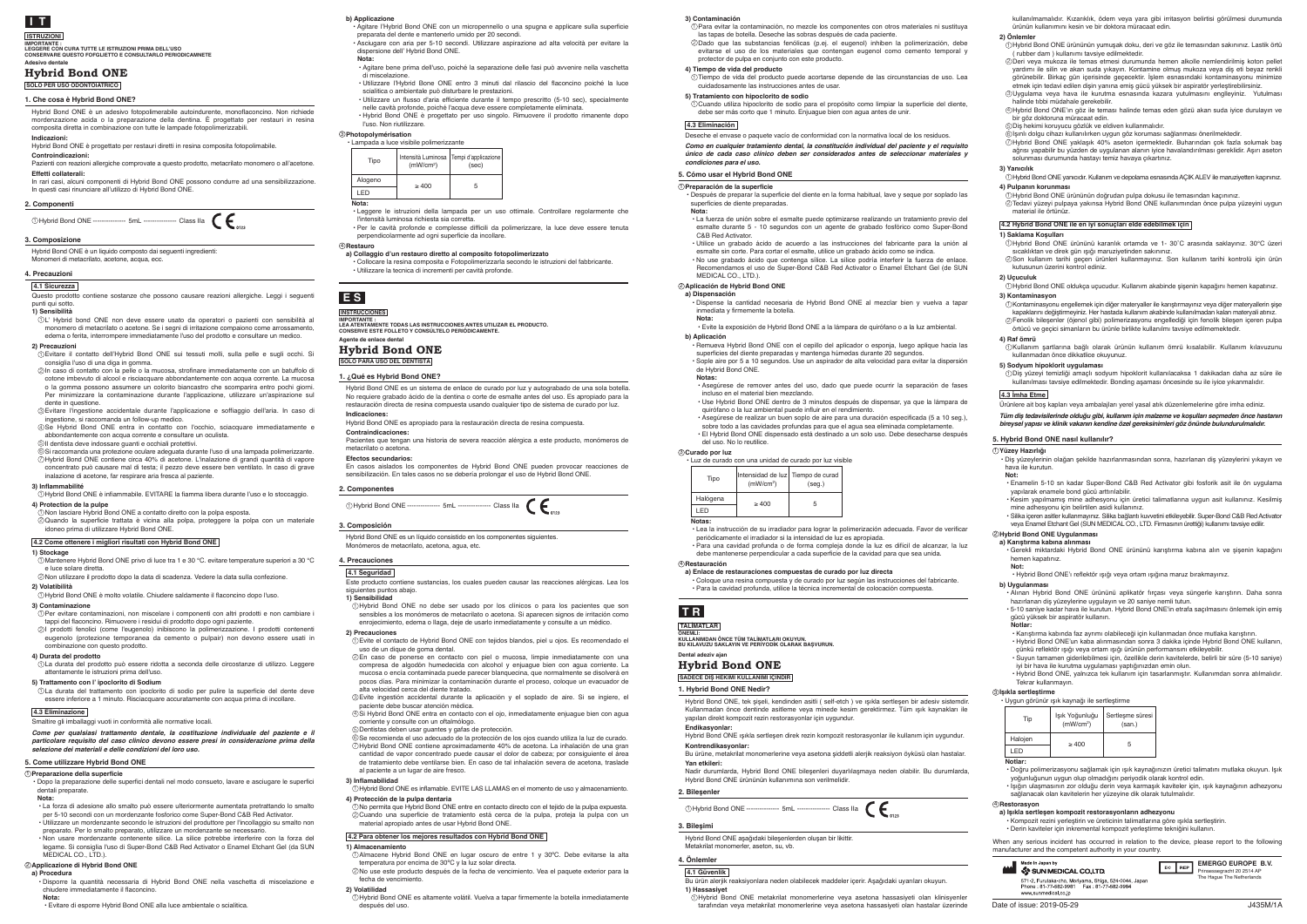# IT

ISTRUZIONI

IMPORTANTE :
LEGGERE CON CURA TUTTE LE ISTRUZIONI PRIMA DELL'USO
CONSERVARE QUESTO FOGLIETTO E CONSULTARLO PERIODICAMENTE

Adesivo dentale

## Hybrid Bond ONE

SOLO PER USO ODONTOIATRICO

### 1. Che cosa è Hybrid Bond ONE?

Hybrid Bond ONE è un adesivo fotopolimerabile autoindurente, monoflacconcino. Non richiede mordenzature acida o la preparazione della dentina. È progettato per restauri in resina composita diretta in combinazione con tutte le lampade fotopolimerizzabili.

**Indicazioni:**
Hybrid Bond ONE è progettato per restauri diretti in resina composita fotopolimabile.

**Controindicazioni:**
Pazienti con reazioni allergiche comprovate a questo prodotto, metacrilato monomero o all'acetone.

**Effetti collaterali:**
In rari casi, alcuni componenti di Hybrid Bond ONE possono condurre ad una sensibilizzazione. In questi casi rinunciare all'utilizzo di Hybrid Bond ONE.

### 2. Componenti

①Hybrid Bond ONE --------------- 5mL --------------- Class IIa CE 0123

### 3. Composizione

Hybrid Bond ONE è un liquido composto dai seguenti ingredienti:
Monomeri di metacrilato, acetone, acqua, ecc.

### 4. Precauzioni

#### 4.1 Sicurezza

Questo prodotto contiene sostanze che possono causare reazioni allergiche. Leggi i seguenti punti qui sotto.

**1) Sensibilità**

①L' Hybrid Bond ONE non deve essere usato da operatori o pazienti con sensibilità al monomero di metacrilato o acetone. Se i segni di irritazione compaiono come arrossamento, edema o ferita, interrompere immediatamente l'uso del prodotto e consultare un medico.

**2) Precauzioni**

①Evitare il contatto dell'Hybrid Bond ONE sui tessuti molli, sulla pelle e sugli occhi. Si consiglia l'uso di una diga in gomma.
②In caso di contatto con la pelle o la mucosa, strofinare immediatamente con un batuffolo di cotone imbevuto di alcool e risciacquare abbondantemente con acqua corrente. La mucosa o la gomma possono assumere un colorito biancastro che scomparirà entro pochi giorni. Per minimizzare la contaminazione durante l'applicazione, utilizzare un'aspirazione sul dente in questione.
③Evitare l'ingestione accidentale durante l'applicazione e soffiaggio dell'aria. In caso di ingestione, si raccomanda un follow-up medico.
④Se Hybrid Bond ONE entra in contatto con l'occhio, sciacquare immediatamente e abbondantemente con acqua corrente e consultare un oculista.
⑤Il dentista deve indossare guanti e occhiali protettivi.
⑥Si raccomanda una protezione oculare adeguata durante l'uso di una lampada polimerizzante.
⑦Hybrid Bond ONE contiene circa 40% di acetone. L'inalazione di grandi quantità di vapore concentrato può causare mal di testa; il pezzo deve essere ben ventilato. In caso di grave inalazione di acetone, far respirare aria fresca al paziente.

**3) Infiammabilità**

①Hybrid Bond ONE è infiammabile. EVITARE la fiamma libera durante l'uso e lo stoccaggio.

**4) Protection de la pulpe**

①Non lasciare Hybrid Bond ONE a contatto diretto con la polpa esposta.
②Quando la superficie trattata è vicina alla polpa, proteggere la polpa con un materiale idoneo prima di utilizzare Hybrid Bond ONE.

#### 4.2 Come ottenere i migliori risultati con Hybrid Bond ONE

**1) Stockage**

①Mantenere Hybrid Bond ONE privo di luce tra 1 e 30 °C. evitare temperature superiori a 30 °C e luce solare diretta.
②Non utilizzare il prodotto dopo la data di scadenza. Vedere la data sulla confezione.

**2) Volatilità**

①Hybrid Bond ONE è molto volatile. Chiudere saldamente il flaconcino dopo l'uso.

**3) Contaminazione**

①Per evitare contaminazioni, non miscelare i componenti con altri prodotti e non cambiare i tappi del flaconcino. Rimuovere i residui di prodotto dopo ogni paziente.
②I prodotti fenolici (come l'eugenolo) inibiscono la polimerizzazione. I prodotti contenenti eugenolo (protezione temporanea da cemento o pulpari) non devono essere usati in combinazione con questo prodotto.

**4) Durata del prodotto**

①La durata del trattamento può essere ridotta a seconda delle circostanze di utilizzo. Leggere attentamente le istruzioni prima dell'uso.

**5) Trattamento con l' ipoclorito di Sodium**

①La durata del trattamento con ipoclorito di sodio per pulire la superficie del dente deve essere inferiore a 1 minuto. Risciacquare accuratamente con acqua prima di incollare.

#### 4.3 Eliminazione

Smaltire gli imballaggi vuoti in conformità alle normative locali.

***Come per qualsiasi trattamento dentale, la costituzione individuale del paziente e il particolare requisito del caso clinico devono essere presi in considerazione prima della selezione dei materiali e delle condizioni del loro uso.***

### 5. Come utilizzare Hybrid Bond ONE

**①Preparazione della superficie**

- Dopo la preparazione delle superfici dentali nel modo consueto, lavare e asciugare le superfici dentali preparate.

**Nota:**

- La forza di adesione allo smalto può essere ulteriormente aumentata pretrattando lo smalto per 5-10 secondi con un mordenzante fosforico come Super-Bond C&B Red Activator.
- Utilizzare un mordenzante secondo le istruzioni del produttore per l'incollaggio su smalto non preparato. Per lo smalto preparato, utilizzare un mordenzante se necessario.
- Non usare mordenzante contenente silice. La silice potrebbe interferire con la forza del legame. Si consiglia l'uso di Super-Bond C&B Red Activator o Enamel Etchant Gel (da SUN MEDICAL CO., LTD.).

**②Applicazione di Hybrid Bond ONE**

**a) Procedura**

- Disporre la quantità necessaria di Hybrid Bond ONE nella vaschetta di miscelazione e chiudere immediatamente il flaconcino.

**Nota:**

- Evitare di esporre Hybrid Bond ONE alla luce ambientale o scialitica.

**b) Applicazione**

- Agitare l'Hybrid Bond ONE con un micropennello o una spugna e applicare sulla superficie preparata del dente e mantenerlo umido per 20 secondi.
- Asciugare con aria per 5-10 secondi. Utilizzare aspirazione ad alta velocità per evitare la dispersione dell' Hybrid Bond ONE.

**Nota:**

- Agitare bene prima dell'uso, poiché la separazione delle fasi può avvenire nella vaschetta di miscelazione.
- Utilizzare l'Hybrid Bond ONE entro 3 minuti dal rilascio del flaconcino poiché la luce scialitica o ambientale può disturbare le prestazioni.
- Utilizzare un flusso d'aria efficiente durante il tempo prescritto (5-10 sec), specialmente nelle cavità profonde, poiché l'acqua deve essere completamente eliminata.
- Hybrid Bond ONE è progettato per uso singolo. Rimuovere il prodotto rimanente dopo l'uso. Non riutilizzare.

**③Photopolymérisation**

- Lampada a luce visibile polimerizzante

| Tipo | Intensità Luminosa (mW/cm²) | Tempi d'applicazione (sec) |
|---|---|---|
| Alogeno | ≥ 400 | 5 |
| LED | | |

**Nota:**

- Leggere le istruzioni della lampada per un uso ottimale. Controllare regolarmente che l'intensità luminosa richiesta sia corretta.
- Per le cavità profonde e complesse difficili da polimerizzare, la luce deve essere tenuta perpendicolarmente ad ogni superficie da incollare.

**④Restauro**

**a) Collaggio d'un restauro diretto al composito fotopolimerizzato**

- Collocare la resina composita e Fotopolimerizzarla secondo le istruzioni del fabbricante.
- Utilizzare la tecnica di incrementi per cavità profonde.

# ES

INSTRUCCIONES

IMPORTANTE :
LEA ATENTAMENTE TODAS LAS INSTRUCCIONES ANTES UTILIZAR EL PRODUCTO.
CONSERVE ESTE FOLLETO Y CONSÚLTELO PERIÓDICAMENTE.

Agente de enlace dental

## Hybrid Bond ONE

SOLO PARA USO DEL DENTISTA

### 1. ¿Qué es Hybrid Bond ONE?

Hybrid Bond ONE es un sistema de enlace de curado por luz y autogrchanged de una sola botella. No requiere grabado ácido de la dentina o corte de esmalte antes del uso. Es apropiado para la restauración directa de resina compuesta usando cualquier tipo de sistema de curado por luz.

**Indicaciones:**
Hybrid Bond ONE es apropiado para la restauración directa de resina compuesta.

**Contraindicaciones:**
Pacientes que tengan una historia de severa reacción alérgica a este producto, monómeros de metacrilato o acetona.

**Efectos secundarios:**
En casos aislados los componentes de Hybrid Bond ONE pueden provocar reacciones de sensibilización. En tales casos no se debería prolongar el uso de Hybrid Bond ONE.

### 2. Componentes

①Hybrid Bond ONE --------------- 5mL --------------- Class IIa CE 0123

### 3. Composición

Hybrid Bond ONE es un líquido consistido en los componentes siguientes.
Monómeros de metacrilato, acetona, agua, etc.

### 4. Precauciones

#### 4.1 Seguridad

Este producto contiene sustancias, los cuales pueden causar las reacciones alérgicas. Lea los siguientes puntos abajo.

**1) Sensibilidad**

①Hybrid Bond ONE no debe ser usado por los clínicos o para los pacientes que son sensibles a los monómeros de metacrilato o acetona. Si aparecen signos de irritación como enrojecimiento, edema o llaga, deje de usarlo inmediatamente y consulte a un médico.

**2) Precauciones**

①Evite el contacto de Hybrid Bond ONE con tejidos blandos, piel u ojos. Es recomendado el uso de un dique de goma dental.
②En caso de ponerse en contacto con piel o mucosa, limpie inmediatamente con una compresa de algodón humedecida con alcohol y enjuague bien con agua corriente. La mucosa o encía contaminada puede parecer blanquecina, que normalmente se disolverá en pocos días. Para minimizar la contaminación durante el proceso, coloque un evacuador de alta velocidad cerca del diente tratado.
③Evite ingestión accidental durante la aplicación y el soplado de aire. Si se ingiere, el paciente debe buscar atención médica.
④Si Hybrid Bond ONE entra en contacto con el ojo, inmediatamente enjuague bien con agua corriente y consulte con un oftalmólogo.
⑤Dentistas deben usar guantes y gafas de protección.
⑥Se recomienda el uso adecuado de la protección de los ojos cuando utiliza la luz de curado.
⑦Hybrid Bond ONE contiene aproximadamente 40% de acetona. La inhalación de una gran cantidad de vapor concentrado puede causar el dolor de cabeza; por consiguiente el área de tratamiento debe ventilarse bien. En caso de tal inhalación severa de acetona, traslade al paciente a un lugar de aire fresco.

**3) Inflamabilidad**

①Hybrid Bond ONE es inflamable. EVITE LAS LLAMAS en el momento de uso y almacenamiento.

**4) Protección de la pulpa dentaria**

①No permita que Hybrid Bond ONE entre en contacto directo con el tejido de la pulpa expuesta.
②Cuando una superficie de tratamiento está cerca de la pulpa, proteja la pulpa con un material apropiado antes de usar Hybrid Bond ONE.

#### 4.2 Para obtener los mejores resultados con Hybrid Bond ONE

**1) Almacenamiento**

①Almacene Hybrid Bond ONE en lugar oscuro de entre 1 y 30ºC. Debe evitarse la alta temperatura por encima de 30ºC y la luz solar directa.
②No use este producto después de la fecha de vencimiento. Vea el paquete exterior para la fecha de vencimiento.

**2) Volatilidad**

①Hybrid Bond ONE es altamente volátil. Vuelva a tapar firmemente la botella inmediatamente después del uso.

**3) Contaminación**

①Para evitar la contaminación, no mezcle los componentes con otros materiales ni sustituya las tapas de botella. Deseche las sobras después de cada paciente.
②Dado que las substancias fenólicas (p.ej. el eugenol) inhiben la polimerización, debe evitarse el uso de los materiales que contengan eugenol como cemento temporal y protector de pulpa en conjunto con este producto.

**4) Tiempo de vida del producto**

①Tiempo de vida del producto puede acortarse depende de las circunstancias de uso. Lea cuidadosamente las instrucciones antes de usar.

**5) Tratamiento con hipoclorito de sodio**

①Cuando utiliza hipoclorito de sodio para el propósito como limpiar la superficie del diente, debe ser más corto que 1 minuto. Enjuague bien con agua antes de unir.

#### 4.3 Eliminación

Deseche el envase o paquete vacío de conformidad con la normativa local de los residuos.

***Como en cualquier tratamiento dental, la constitución individual del paciente y el requisito único de cada caso clínico deben ser considerados antes de seleccionar materiales y condiciones para el uso.***

### 5. Cómo usar el Hybrid Bond ONE

**①Preparación de la superficie**

- Después de preparar la superficie del diente en la forma habitual, lave y seque por soplado las superficies de diente preparadas.

**Nota:**

- La fuerza de unión sobre el esmalte puede optimizarse realizando un tratamiento previo del esmalte durante 5 - 10 segundos con un agente de grabado fosfórico como Super-Bond C&B Red Activator.
- Utilice un grabado ácido de acuerdo a las instrucciones del fabricante para la unión al esmalte sin corte. Para cortar el esmalte, utilice un grabado ácido como se indica.
- No use grabado ácido que contenga sílice. La sílice podría interferir la fuerza de enlace. Recomendamos el uso de Super-Bond C&B Red Activator o Enamel Etchant Gel (de SUN MEDICAL CO., LTD.).

**②Aplicación de Hybrid Bond ONE**

**a) Dispensación**

- Dispense la cantidad necesaria de Hybrid Bond ONE al mezclar bien y vuelva a tapar inmediata y firmemente la botella.

**Nota:**

- Evite la exposición de Hybrid Bond ONE a la lámpara de quirófano o a la luz ambiental.

**b) Aplicación**

- Remueva Hybrid Bond ONE con el cepillo del aplicador o esponja, luego aplique hacia las superficies del diente preparadas y mantenga húmedas durante 20 segundos.
- Sople aire por 5 a 10 segundos. Use un aspirador de alta velocidad para evitar la dispersión de Hybrid Bond ONE.

**Notas:**

- Asegúrese de remover antes del uso, dado que puede ocurrir la separación de fases incluso en el material bien mezclado.
- Use Hybrid Bond ONE dentro de 3 minutos después de dispensar, ya que la lámpara de quirófano o la luz ambiental puede influir en el rendimiento.
- Asegúrese de realizar un buen soplo de aire para una duración especificada (5 a 10 seg.), sobre todo a las cavidades profundas para que el agua sea eliminada completamente.
- El Hybrid Bond ONE dispensado está destinado a un solo uso. Debe desecharse después del uso. No lo reutilice.

**③Curado por luz**

- Luz de curado con una unidad de curado por luz visible

| Tipo | Intensidad de luz (mW/cm²) | Tiempo de curad (seg.) |
|---|---|---|
| Halógena | ≥ 400 | 5 |
| LED | | |

**Notas:**

- Lea la instrucción de su irradiador para lograr la polimerización adecuada. Favor de verificar periódicamente el irradiador si la intensidad de luz es apropiada.
- Para una cavidad profunda o de forma compleja donde la luz es difícil de alcanzar, la luz debe mantenerse perpendicular a cada superficie de la cavidad para que sea unida.

**④Restauración**

**a) Enlace de restauraciones compuestas de curado por luz directa**

- Coloque una resina compuesta y de curado por luz según las instrucciones del fabricante.
- Para la cavidad profunda, utilice la técnica incremental de colocación compuesta.

# TR

TALİMATLAR

ÖNEMLİ:
KULLANMADAN ÖNCE TÜM TALİMATLARI OKUYUN.
BU KILAVUZU SAKLAYIN VE PERİYODİK OLARAK BAŞVURUN.

Dental adeziv ajan

## Hybrid Bond ONE

SADECE DİŞ HEKİMİ KULLANIMI İÇİNDİR

### 1. Hybrid Bond ONE Nedir?

Hybrid Bond ONE, tek şişeli, kendinden asitli ( self-etch ) ve ışıkla sertleşen bir adesiv sistemdir. Kullanmadan önce dentinde asitleme veya minede kesim gerektirmez. Tüm ışık kaynakları ile yapılan direkt kompozit rezin restorasyonlar için uygundur.

**Endikasyonlar:**
Hybrid Bond ONE ışıkla sertleşen direkt rezin kompozit restorasyonlar ile kullanım için uygundur.

**Kontrendikasyonlar:**
Bu ürüne, metakrilat monomerlerine veya asetona şiddetli alerjik reaksiyon öyküsü olan hastalar.

**Yan etkileri:**
Nadir durumlarda, Hybrid Bond ONE bileşenleri duyarlılaşmaya neden olabilir. Bu durumlarda, Hybrid Bond ONE ürününün kullanımına son verilmelidir.

### 2. Bileşenler

①Hybrid Bond ONE --------------- 5mL --------------- Class IIa CE 0123

### 3. Bileşimi

Hybrid Bond ONE aşağıdaki bileşenlerden oluşan bir likittir.
Metakrilat monomerler, aseton, su, vb.

### 4. Önlemler

#### 4.1 Güvenlik

Bu ürün alerjik reaksiyonlara neden olabilecek maddeler içerir. Aşağıdaki uyarıları okuyun.

**1) Hassasiyet**

①Hybrid Bond ONE metakrilat monomerlerine veya asetona hassasiyeti olan klinisyenler tarafından veya metakrilat monomerlerine veya asetona hassasiyeti olan hastalar üzerinde kullanılmamalıdır. Kızarıklık, ödem veya yara gibi irritasyon belirtisi görülmesi durumunda ürünün kullanımını kesin ve bir doktora müracaat edin.

**2) Önlemler**

①Hybrid Bond ONE ürününün yumuşak doku, deri ve göz ile temasından sakınınız. Lastik örtü ( rubber dam ) kullanımı tavsiye edilmektedir.
②Deri veya mukoza ile temas etmesi durumunda hemen alkolle nemlendirilmiş koton pellet yardımı ile silin ve akan suda yıkayın. Kontamine olmuş mukoza veya diş eti beyaz renkli görünebilir. Birkaç gün içerisinde geçecektir. İşlem esnasındaki kontaminasyonu minimize etmek için tedavi edilen dişin yanına emiş gücü yüksek bir aspiratör yerleştirebilirsiniz.
③Uygulama veya hava ile kurutma esnasında kazara yutulmasını engelleyiniz. Yutulması halinde tıbbi müdahale gerekebilir.
④Hybrid Bond ONE'ın göz ile teması halinde temas eden gözü akan suda iyice durulayın ve bir göz doktoruna müracaat edin.
⑤Diş hekimi koruyucu gözlük ve eldiven kullanmalıdır.
⑥Işınlı dolgu cihazı kullanılırken uygun göz koruması sağlanması önerilmektedir.
⑦Hybrid Bond ONE yaklaşık 40% aseton içermektedir. Buharından çok fazla solumak baş ağrısı yapabilir bu yüzden de uygulanan alanın iyice havalandırılması gereklidir. Aşırı aseton solunması durumunda hastayı temiz havaya çıkartınız.

**3) Yanıcılık**

①Hybrid Bond ONE yanıcıdır. Kullanım ve depolama esnasında AÇIK ALEV ile maruziyetten kaçınınız.

**4) Pulpanın korunması**

①Hybrid Bond ONE ürününün doğrudan pulpa dokusu ile temasından kaçınınız.
②Tedavi yüzeyi pulpaya yakınsa Hybrid Bond ONE kullanımından önce pulpa yüzeyini uygun material ile örtünüz.

#### 4.2 Hybrid Bond ONE ile en iyi sonuçları elde edebilmek için

**1) Saklama Koşulları**

①Hybrid Bond ONE ürününü karanlık ortamda ve 1- 30˚C arasında saklayınız. 30ºC üzeri sıcaklıktan ve direk gün ışığı maruziyetinden sakınınız.
②Son kullanım tarihi geçen ürünleri kullanmayınız. Son kullanım tarihi kontrolü için ürün kutusunun üzerini kontrol ediniz.

**2) Uçuculuk**

①Hybrid Bond ONE oldukça uçucudur. Kullanım akabinde şişenin kapağını hemen kapatınız.

**3) Kontaminasyon**

①Kontaminasyonu engellemek için diğer materyaller ile karıştırmayınız veya diğer materyallerin şişe kapaklarını değiştirmeyiniz. Her hastada kullanım akabinde kullanılmadan kalan materyali atınız.
②Fenolik bileşenler (öjenol gibi) polimerizasyonu engellediği için fenolik bileşen içeren pulpa örtücü ve geçici simanların bu ürünle birlikte kullanılmı tavsiye edilmemektedir.

**4) Raf ömrü**

①Kullanım şartlarına bağlı olarak ürünün kullanım ömrü kısalabilir. Kullanım kılavuzunu kullanmadan önce dikkatlice okuyunuz.

**5) Sodyum hipoklorit uygulaması**

①Diş yüzeyi temizliği amaçlı sodyum hipoklorit kullanılacaksa 1 dakikadan daha az süre ile kullanılması tavsiye edilmektedir. Bonding aşaması öncesinde su ile iyice yıkanmalıdır.

#### 4.3 İmha Etme

Ürünlere ait boş kapları veya ambalajları yerel yasal atık düzenlemelerine göre imha ediniz.

***Tüm diş tedavilerinde olduğu gibi, kullanım için materyal ve koşullar seçmeden önce hastanın bireysel yapısı ve klinik vakanın kendine özel gereksinimleri göz önünde bulundurulmalıdır.***

### 5. Hybrid Bond ONE nasıl kullanılır?

**①Yüzey Hazırlığı**

- Diş yüzeylerini olağan şekilde hazırlanmasından sonra, hazırlanan diş yüzeylerini yıkayın ve hava ile kurutun.

**Not:**

- Enamelin 5-10 sn kadar Super-Bond C&B Red Activator gibi fosforik asit ile ön uygulama yapılarak enamele bond gücü arttırılabilir.
- Kesim yapılmamış mine adhesyonu için üretici talimatlarına uygun asit kullanınız. Kesilmiş mine adhesyonu için belirtilen asidi kullanınız.
- Silika içeren asitler kullanmayınız. Silika bağlantı kuvvetini etkileyebilir. Super-Bond C&B Red Activator veya Enamel Etchant Gel (SUN MEDICAL CO., LTD. Firmasının ürettiği) kullanımı tavsiye edilir.

**②Hybrid Bond ONE Uygulanması**

**a) Karıştırma kabına alınması**

- Gerekli miktardaki Hybrid Bond ONE ürününü karıştırma kabına alın ve şişenin kapağını hemen kapatınız.

**Not:**

- Hybrid Bond ONE'ı reflektör ışığı veya ortam ışığına maruz bırakmayınız.

**b) Uygulanması**

- Alınan Hybrid Bond ONE ürününü aplikatör fırçası veya süngerle karıştırın. Daha sonra hazırlanan diş yüzeylerine uygulayın ve 20 saniye nemli tutun.
- 5-10 saniye kadar hava ile kurutun. Hybrid Bond ONE'ın etrafa saçılmasını önlemek için emiş gücü yüksek bir aspiratör kullanın.

**Notlar:**

- Karıştırma kabında faz ayrımı olabileceği için kullanmadan önce mutlaka karıştırın.
- Hybrid Bond ONE'un kaba alınmasından sonra 3 dakika içinde Hybrid Bond ONE kullanın, çünkü reflektör ışığı veya ortam ışığı ürünün performansını etkileyebilir.
- Suyun tamamen giderilebilmesi için, özellikle derin kavitelerde, belirli bir süre (5-10 saniye) iyi bir hava ile kurutma uygulaması yaptığınızdan emin olun.
- Hybrid Bond ONE, yalnızca tek kullanım için tasarlanmıştır. Kullanımdan sonra atılmalıdır. Tekrar kullanmayın.

**③Işıkla sertleştirme**

- Uygun görünür ışık kaynağı ile sertleştirme

| Tip | Işık Yoğunluğu (mW/cm²) | Sertleşme süresi (san.) |
|---|---|---|
| Halojen | ≥ 400 | 5 |
| LED | | |

**Notlar:**

- Doğru polimerizasyonu sağlamak için ışık kaynağınızın üretici talimatını mutlaka okuyun. Işık yoğunluğunun uygun olup olmadığını periyodik olarak kontrol edin.
- Işığın ulaşmasının zor olduğu derin veya karmaşık kaviteler için, ışık kaynağının adhezyonu sağlanacak olan kavitelerin her yüzeyine dik olarak tutulmalıdır.

**④Restorasyon**

**a) Işıkla sertleşen kompozit restorasyonların adhezyonu**

- Kompozit rezini yerleştirin ve üreticinin talimatlarına göre ışıkla sertleştirin.
- Derin kaviteler için inkremental kompozit yerleştirme tekniğini kullanın.

When any serious incident has occurred in relation to the device, please report to the following manufacturer and the competent authority in your country.

Made in Japan by
SUN MEDICAL CO.,LTD.
571-2, Furutaka-cho, Moriyama, Shiga, 524-0044, Japan
Phone : 81-77-582-9981 Fax : 81-77-582-9984
www.sunmedical.co.jp

EC REP
EMERGO EUROPE B.V.
Prinsessegracht 20 2514 AP
The Hague The Netherlands

Date of issue: 2019-05-29

J435M/1A